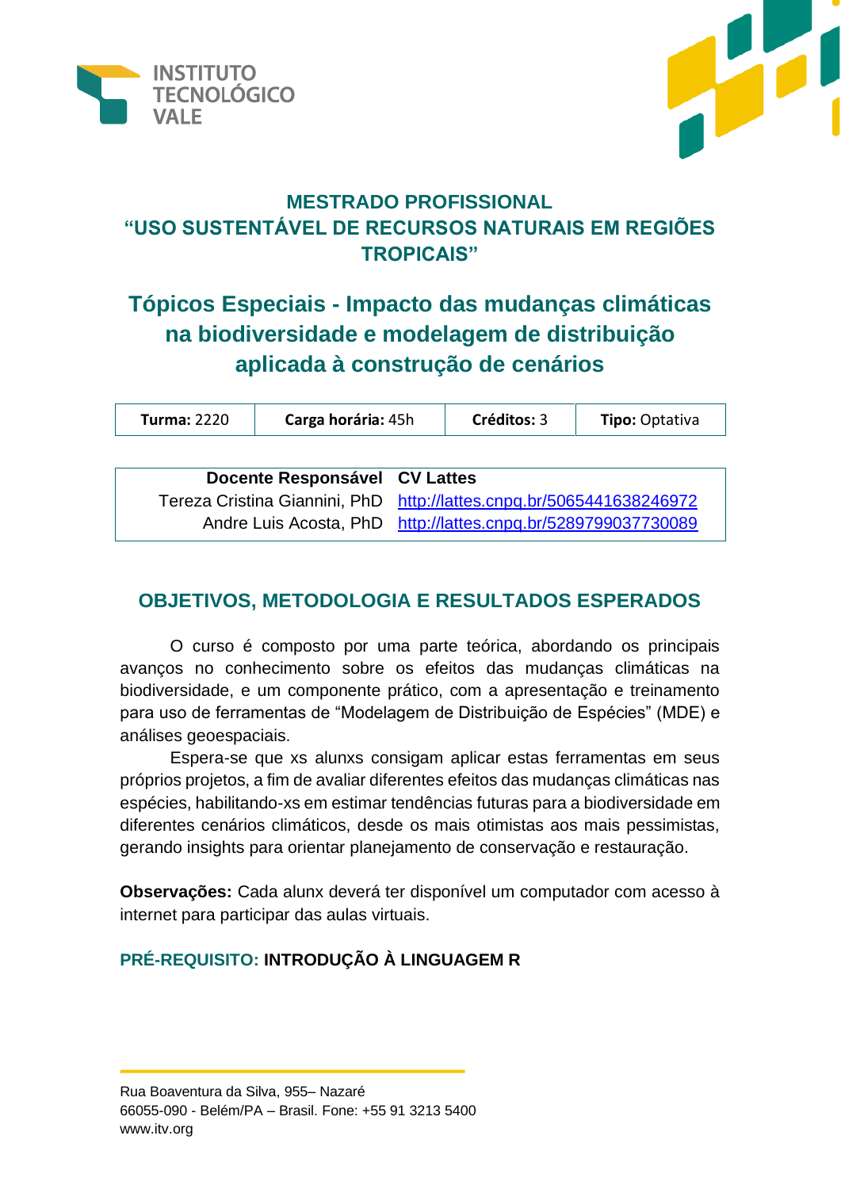INSTITUTO TECNOLÓGICO VALE

# MESTRADO PROFISSIONAL
# “USO SUSTENTÁVEL DE RECURSOS NATURAIS EM REGIÕES TROPICAIS”

## Tópicos Especiais - Impacto das mudanças climáticas na biodiversidade e modelagem de distribuição aplicada à construção de cenários

| **Turma:** 2220 | **Carga horária:** 45h | **Créditos:** 3 | **Tipo:** Optativa |
|---|---|---|---|

| **Docente Responsável** | **CV Lattes** |
|---|---|
| Tereza Cristina Giannini, PhD | http://lattes.cnpq.br/5065441638246972 |
| Andre Luis Acosta, PhD | http://lattes.cnpq.br/5289799037730089 |

## OBJETIVOS, METODOLOGIA E RESULTADOS ESPERADOS

O curso é composto por uma parte teórica, abordando os principais avanços no conhecimento sobre os efeitos das mudanças climáticas na biodiversidade, e um componente prático, com a apresentação e treinamento para uso de ferramentas de “Modelagem de Distribuição de Espécies” (MDE) e análises geoespaciais.

Espera-se que xs alunxs consigam aplicar estas ferramentas em seus próprios projetos, a fim de avaliar diferentes efeitos das mudanças climáticas nas espécies, habilitando-xs em estimar tendências futuras para a biodiversidade em diferentes cenários climáticos, desde os mais otimistas aos mais pessimistas, gerando insights para orientar planejamento de conservação e restauração.

**Observações:** Cada alunx deverá ter disponível um computador com acesso à internet para participar das aulas virtuais.

**PRÉ-REQUISITO: INTRODUÇÃO À LINGUAGEM R**

Rua Boaventura da Silva, 955– Nazaré
66055-090 - Belém/PA – Brasil. Fone: +55 91 3213 5400
www.itv.org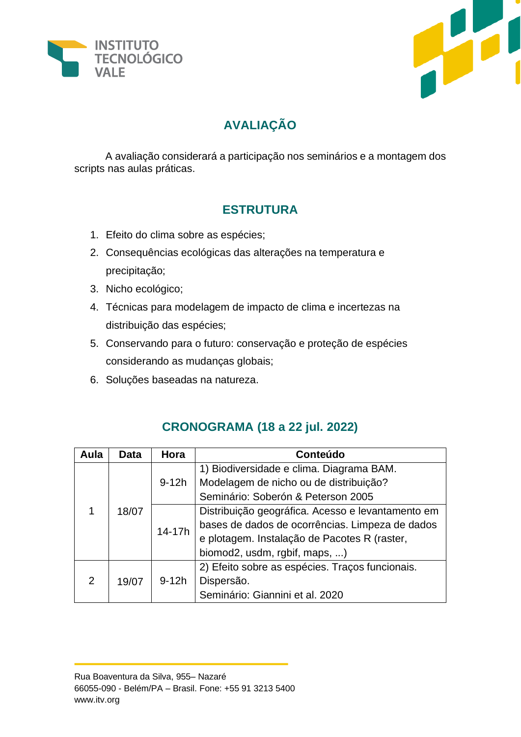## AVALIAÇÃO

A avaliação considerará a participação nos seminários e a montagem dos scripts nas aulas práticas.

## ESTRUTURA

1. Efeito do clima sobre as espécies;
2. Consequências ecológicas das alterações na temperatura e precipitação;
3. Nicho ecológico;
4. Técnicas para modelagem de impacto de clima e incertezas na distribuição das espécies;
5. Conservando para o futuro: conservação e proteção de espécies considerando as mudanças globais;
6. Soluções baseadas na natureza.

## CRONOGRAMA (18 a 22 jul. 2022)

| Aula | Data | Hora | Conteúdo |
|---|---|---|---|
| 1 | 18/07 | 9-12h | 1) Biodiversidade e clima. Diagrama BAM. Modelagem de nicho ou de distribuição? Seminário: Soberón & Peterson 2005 |
| | | 14-17h | Distribuição geográfica. Acesso e levantamento em bases de dados de ocorrências. Limpeza de dados e plotagem. Instalação de Pacotes R (raster, biomod2, usdm, rgbif, maps, ...) |
| 2 | 19/07 | 9-12h | 2) Efeito sobre as espécies. Traços funcionais. Dispersão. Seminário: Giannini et al. 2020 |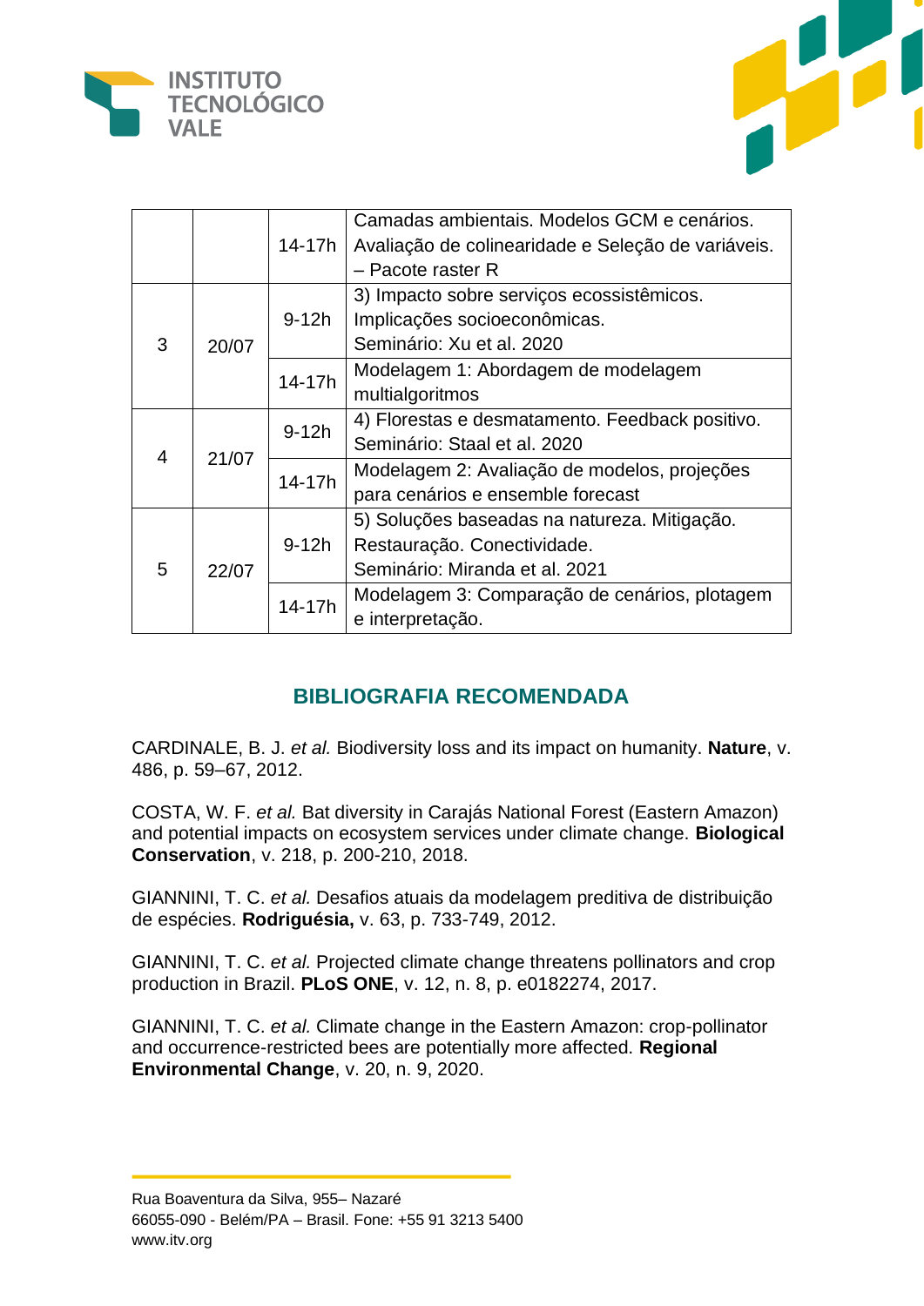| | | | |
|---|---|---|---|
| | | 14-17h | Camadas ambientais. Modelos GCM e cenários. Avaliação de colinearidade e Seleção de variáveis. – Pacote raster R |
| 3 | 20/07 | 9-12h | 3) Impacto sobre serviços ecossistêmicos. Implicações socioeconômicas. Seminário: Xu et al. 2020 |
| | | 14-17h | Modelagem 1: Abordagem de modelagem multialgoritmos |
| 4 | 21/07 | 9-12h | 4) Florestas e desmatamento. Feedback positivo. Seminário: Staal et al. 2020 |
| | | 14-17h | Modelagem 2: Avaliação de modelos, projeções para cenários e ensemble forecast |
| 5 | 22/07 | 9-12h | 5) Soluções baseadas na natureza. Mitigação. Restauração. Conectividade. Seminário: Miranda et al. 2021 |
| | | 14-17h | Modelagem 3: Comparação de cenários, plotagem e interpretação. |

## BIBLIOGRAFIA RECOMENDADA

CARDINALE, B. J. *et al.* Biodiversity loss and its impact on humanity. **Nature**, v. 486, p. 59–67, 2012.

COSTA, W. F. *et al.* Bat diversity in Carajás National Forest (Eastern Amazon) and potential impacts on ecosystem services under climate change. **Biological Conservation**, v. 218, p. 200-210, 2018.

GIANNINI, T. C. *et al.* Desafios atuais da modelagem preditiva de distribuição de espécies. **Rodriguésia,** v. 63, p. 733-749, 2012.

GIANNINI, T. C. *et al.* Projected climate change threatens pollinators and crop production in Brazil. **PLoS ONE**, v. 12, n. 8, p. e0182274, 2017.

GIANNINI, T. C. *et al.* Climate change in the Eastern Amazon: crop-pollinator and occurrence-restricted bees are potentially more affected. **Regional Environmental Change**, v. 20, n. 9, 2020.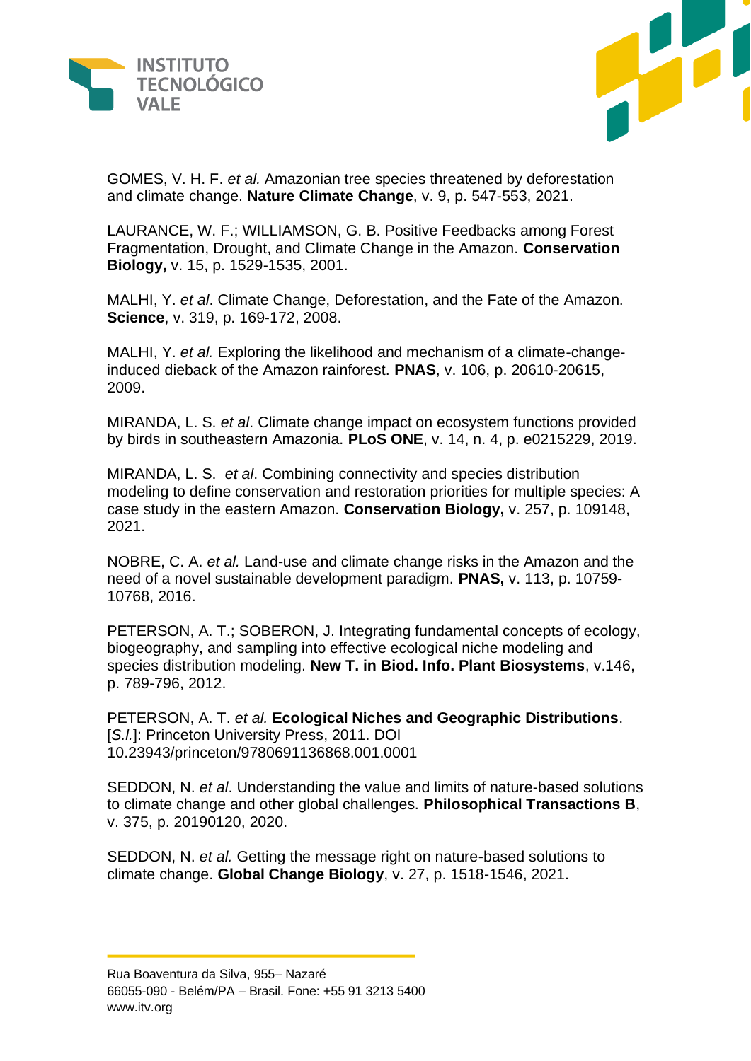GOMES, V. H. F. *et al.* Amazonian tree species threatened by deforestation and climate change. **Nature Climate Change**, v. 9, p. 547-553, 2021.

LAURANCE, W. F.; WILLIAMSON, G. B. Positive Feedbacks among Forest Fragmentation, Drought, and Climate Change in the Amazon. **Conservation Biology,** v. 15, p. 1529-1535, 2001.

MALHI, Y. *et al*. Climate Change, Deforestation, and the Fate of the Amazon. **Science**, v. 319, p. 169-172, 2008.

MALHI, Y. *et al.* Exploring the likelihood and mechanism of a climate-change-induced dieback of the Amazon rainforest. **PNAS**, v. 106, p. 20610-20615, 2009.

MIRANDA, L. S. *et al*. Climate change impact on ecosystem functions provided by birds in southeastern Amazonia. **PLoS ONE**, v. 14, n. 4, p. e0215229, 2019.

MIRANDA, L. S. *et al*. Combining connectivity and species distribution modeling to define conservation and restoration priorities for multiple species: A case study in the eastern Amazon. **Conservation Biology,** v. 257, p. 109148, 2021.

NOBRE, C. A. *et al.* Land-use and climate change risks in the Amazon and the need of a novel sustainable development paradigm. **PNAS,** v. 113, p. 10759-10768, 2016.

PETERSON, A. T.; SOBERON, J. Integrating fundamental concepts of ecology, biogeography, and sampling into effective ecological niche modeling and species distribution modeling. **New T. in Biod. Info. Plant Biosystems**, v.146, p. 789-796, 2012.

PETERSON, A. T. *et al.* **Ecological Niches and Geographic Distributions**. [*S.l.*]: Princeton University Press, 2011. DOI 10.23943/princeton/9780691136868.001.0001

SEDDON, N. *et al*. Understanding the value and limits of nature-based solutions to climate change and other global challenges. **Philosophical Transactions B**, v. 375, p. 20190120, 2020.

SEDDON, N. *et al.* Getting the message right on nature-based solutions to climate change. **Global Change Biology**, v. 27, p. 1518-1546, 2021.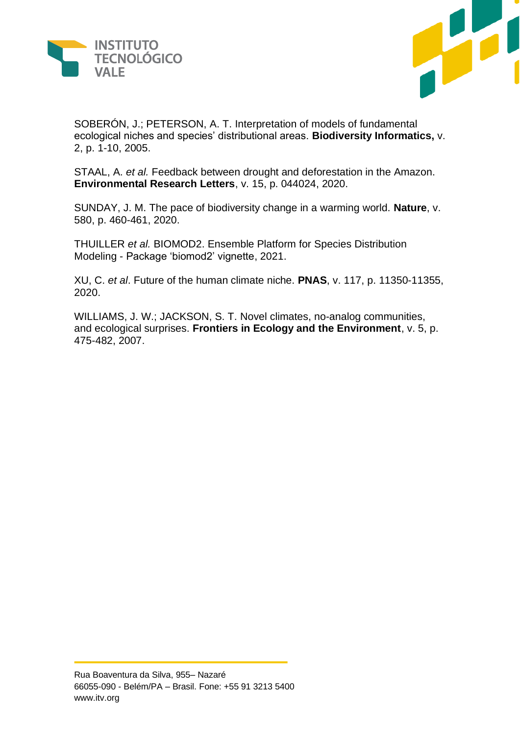SOBERÓN, J.; PETERSON, A. T. Interpretation of models of fundamental ecological niches and species' distributional areas. **Biodiversity Informatics,** v. 2, p. 1-10, 2005.

STAAL, A. *et al.* Feedback between drought and deforestation in the Amazon. **Environmental Research Letters**, v. 15, p. 044024, 2020.

SUNDAY, J. M. The pace of biodiversity change in a warming world. **Nature**, v. 580, p. 460-461, 2020.

THUILLER *et al.* BIOMOD2. Ensemble Platform for Species Distribution Modeling - Package 'biomod2' vignette, 2021.

XU, C. *et al*. Future of the human climate niche. **PNAS**, v. 117, p. 11350-11355, 2020.

WILLIAMS, J. W.; JACKSON, S. T. Novel climates, no-analog communities, and ecological surprises. **Frontiers in Ecology and the Environment**, v. 5, p. 475-482, 2007.